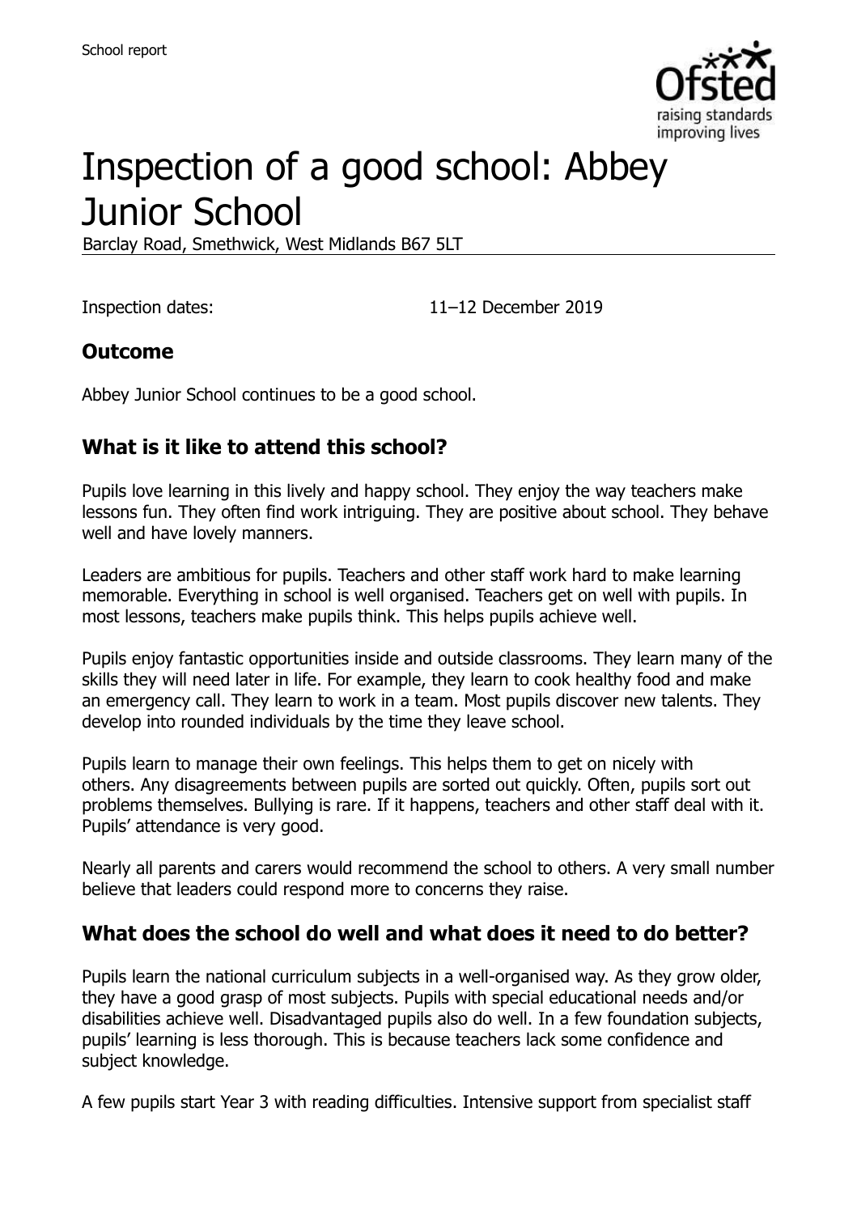School report

# Inspection of a good school: Abbey Junior School

Barclay Road, Smethwick, West Midlands B67 5LT

Inspection dates: 11–12 December 2019

## Outcome

Abbey Junior School continues to be a good school.

## What is it like to attend this school?

Pupils love learning in this lively and happy school. They enjoy the way teachers make lessons fun. They often find work intriguing. They are positive about school. They behave well and have lovely manners.

Leaders are ambitious for pupils. Teachers and other staff work hard to make learning memorable. Everything in school is well organised. Teachers get on well with pupils. In most lessons, teachers make pupils think. This helps pupils achieve well.

Pupils enjoy fantastic opportunities inside and outside classrooms. They learn many of the skills they will need later in life. For example, they learn to cook healthy food and make an emergency call. They learn to work in a team. Most pupils discover new talents. They develop into rounded individuals by the time they leave school.

Pupils learn to manage their own feelings. This helps them to get on nicely with others. Any disagreements between pupils are sorted out quickly. Often, pupils sort out problems themselves. Bullying is rare. If it happens, teachers and other staff deal with it. Pupils' attendance is very good.

Nearly all parents and carers would recommend the school to others. A very small number believe that leaders could respond more to concerns they raise.

## What does the school do well and what does it need to do better?

Pupils learn the national curriculum subjects in a well-organised way. As they grow older, they have a good grasp of most subjects. Pupils with special educational needs and/or disabilities achieve well. Disadvantaged pupils also do well. In a few foundation subjects, pupils' learning is less thorough. This is because teachers lack some confidence and subject knowledge.

A few pupils start Year 3 with reading difficulties. Intensive support from specialist staff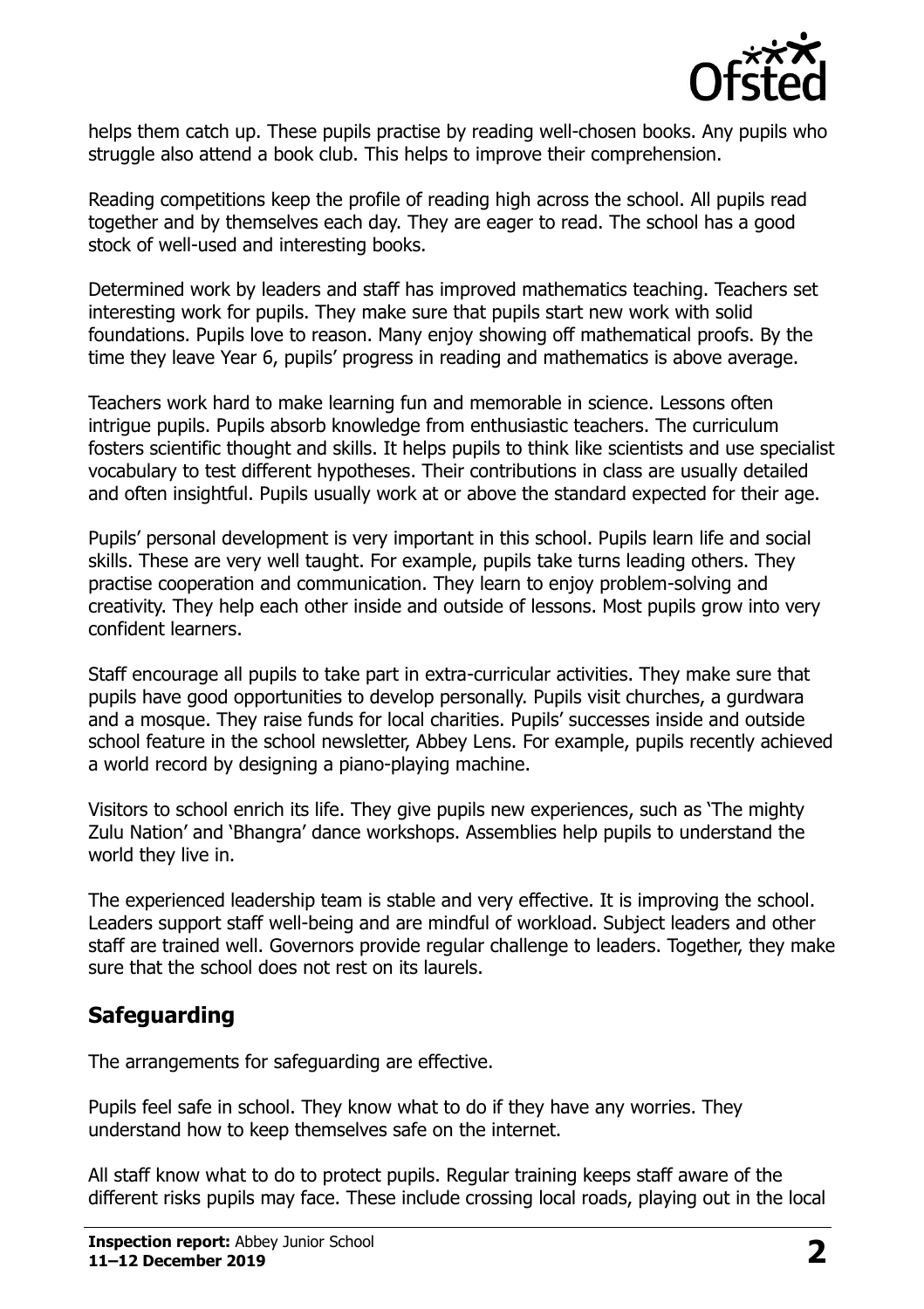helps them catch up. These pupils practise by reading well-chosen books. Any pupils who struggle also attend a book club. This helps to improve their comprehension.

Reading competitions keep the profile of reading high across the school. All pupils read together and by themselves each day. They are eager to read. The school has a good stock of well-used and interesting books.

Determined work by leaders and staff has improved mathematics teaching. Teachers set interesting work for pupils. They make sure that pupils start new work with solid foundations. Pupils love to reason. Many enjoy showing off mathematical proofs. By the time they leave Year 6, pupils' progress in reading and mathematics is above average.

Teachers work hard to make learning fun and memorable in science. Lessons often intrigue pupils. Pupils absorb knowledge from enthusiastic teachers. The curriculum fosters scientific thought and skills. It helps pupils to think like scientists and use specialist vocabulary to test different hypotheses. Their contributions in class are usually detailed and often insightful. Pupils usually work at or above the standard expected for their age.

Pupils' personal development is very important in this school. Pupils learn life and social skills. These are very well taught. For example, pupils take turns leading others. They practise cooperation and communication. They learn to enjoy problem-solving and creativity. They help each other inside and outside of lessons. Most pupils grow into very confident learners.

Staff encourage all pupils to take part in extra-curricular activities. They make sure that pupils have good opportunities to develop personally. Pupils visit churches, a gurdwara and a mosque. They raise funds for local charities. Pupils' successes inside and outside school feature in the school newsletter, Abbey Lens. For example, pupils recently achieved a world record by designing a piano-playing machine.

Visitors to school enrich its life. They give pupils new experiences, such as 'The mighty Zulu Nation' and 'Bhangra' dance workshops. Assemblies help pupils to understand the world they live in.

The experienced leadership team is stable and very effective. It is improving the school. Leaders support staff well-being and are mindful of workload. Subject leaders and other staff are trained well. Governors provide regular challenge to leaders. Together, they make sure that the school does not rest on its laurels.

## Safeguarding

The arrangements for safeguarding are effective.

Pupils feel safe in school. They know what to do if they have any worries. They understand how to keep themselves safe on the internet.

All staff know what to do to protect pupils. Regular training keeps staff aware of the different risks pupils may face. These include crossing local roads, playing out in the local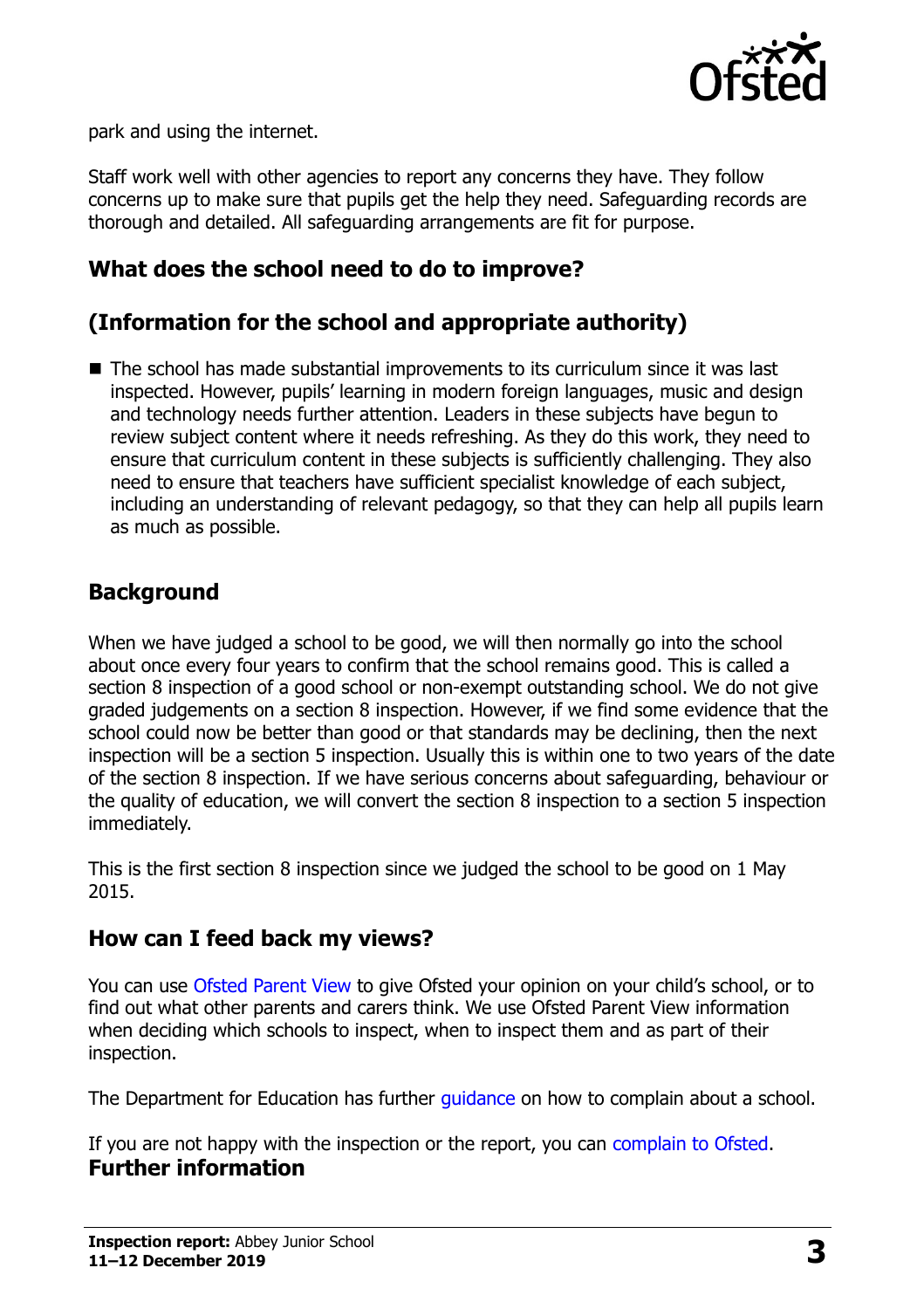park and using the internet.

Staff work well with other agencies to report any concerns they have. They follow concerns up to make sure that pupils get the help they need. Safeguarding records are thorough and detailed. All safeguarding arrangements are fit for purpose.

## What does the school need to do to improve?

## (Information for the school and appropriate authority)

- The school has made substantial improvements to its curriculum since it was last inspected. However, pupils' learning in modern foreign languages, music and design and technology needs further attention. Leaders in these subjects have begun to review subject content where it needs refreshing. As they do this work, they need to ensure that curriculum content in these subjects is sufficiently challenging. They also need to ensure that teachers have sufficient specialist knowledge of each subject, including an understanding of relevant pedagogy, so that they can help all pupils learn as much as possible.

## Background

When we have judged a school to be good, we will then normally go into the school about once every four years to confirm that the school remains good. This is called a section 8 inspection of a good school or non-exempt outstanding school. We do not give graded judgements on a section 8 inspection. However, if we find some evidence that the school could now be better than good or that standards may be declining, then the next inspection will be a section 5 inspection. Usually this is within one to two years of the date of the section 8 inspection. If we have serious concerns about safeguarding, behaviour or the quality of education, we will convert the section 8 inspection to a section 5 inspection immediately.

This is the first section 8 inspection since we judged the school to be good on 1 May 2015.

## How can I feed back my views?

You can use Ofsted Parent View to give Ofsted your opinion on your child's school, or to find out what other parents and carers think. We use Ofsted Parent View information when deciding which schools to inspect, when to inspect them and as part of their inspection.

The Department for Education has further guidance on how to complain about a school.

If you are not happy with the inspection or the report, you can complain to Ofsted.

## Further information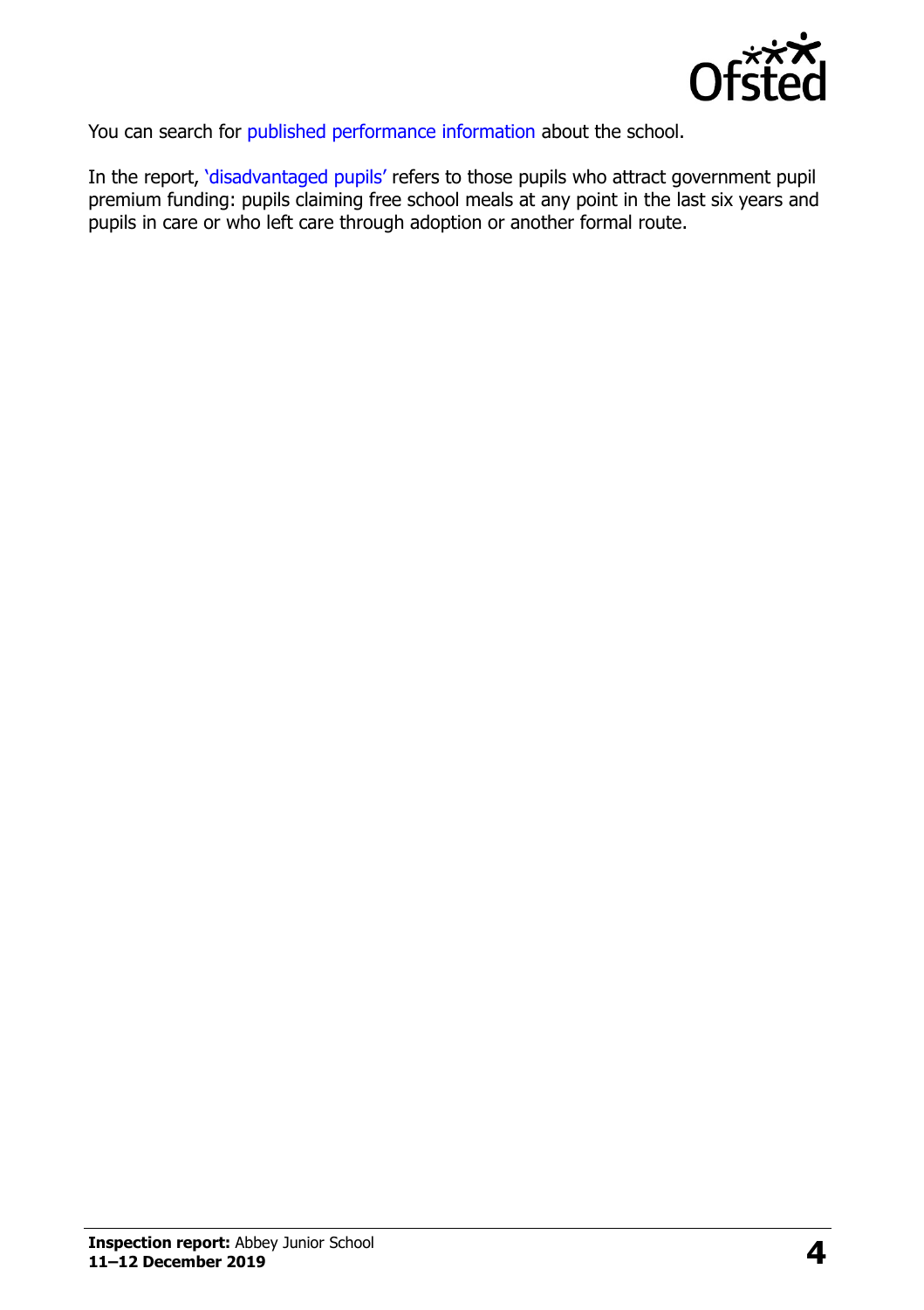You can search for published performance information about the school.

In the report, 'disadvantaged pupils' refers to those pupils who attract government pupil premium funding: pupils claiming free school meals at any point in the last six years and pupils in care or who left care through adoption or another formal route.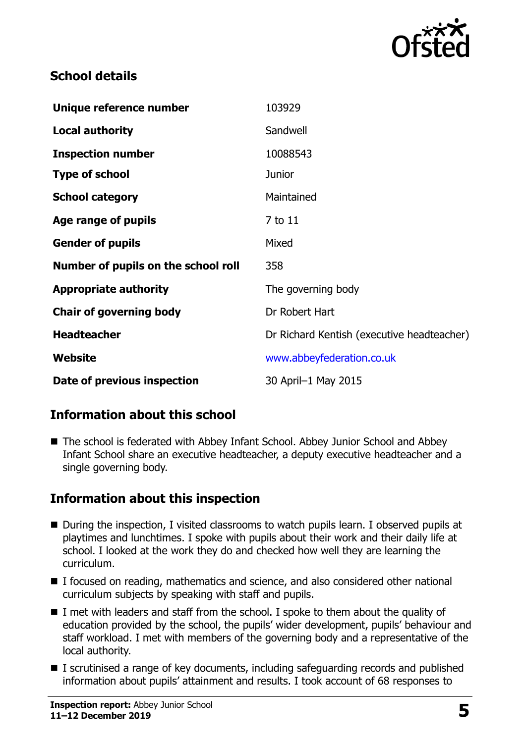## School details

| | |
|---|---|
| **Unique reference number** | 103929 |
| **Local authority** | Sandwell |
| **Inspection number** | 10088543 |
| **Type of school** | Junior |
| **School category** | Maintained |
| **Age range of pupils** | 7 to 11 |
| **Gender of pupils** | Mixed |
| **Number of pupils on the school roll** | 358 |
| **Appropriate authority** | The governing body |
| **Chair of governing body** | Dr Robert Hart |
| **Headteacher** | Dr Richard Kentish (executive headteacher) |
| **Website** | www.abbeyfederation.co.uk |
| **Date of previous inspection** | 30 April–1 May 2015 |

## Information about this school

- The school is federated with Abbey Infant School. Abbey Junior School and Abbey Infant School share an executive headteacher, a deputy executive headteacher and a single governing body.

## Information about this inspection

- During the inspection, I visited classrooms to watch pupils learn. I observed pupils at playtimes and lunchtimes. I spoke with pupils about their work and their daily life at school. I looked at the work they do and checked how well they are learning the curriculum.
- I focused on reading, mathematics and science, and also considered other national curriculum subjects by speaking with staff and pupils.
- I met with leaders and staff from the school. I spoke to them about the quality of education provided by the school, the pupils' wider development, pupils' behaviour and staff workload. I met with members of the governing body and a representative of the local authority.
- I scrutinised a range of key documents, including safeguarding records and published information about pupils' attainment and results. I took account of 68 responses to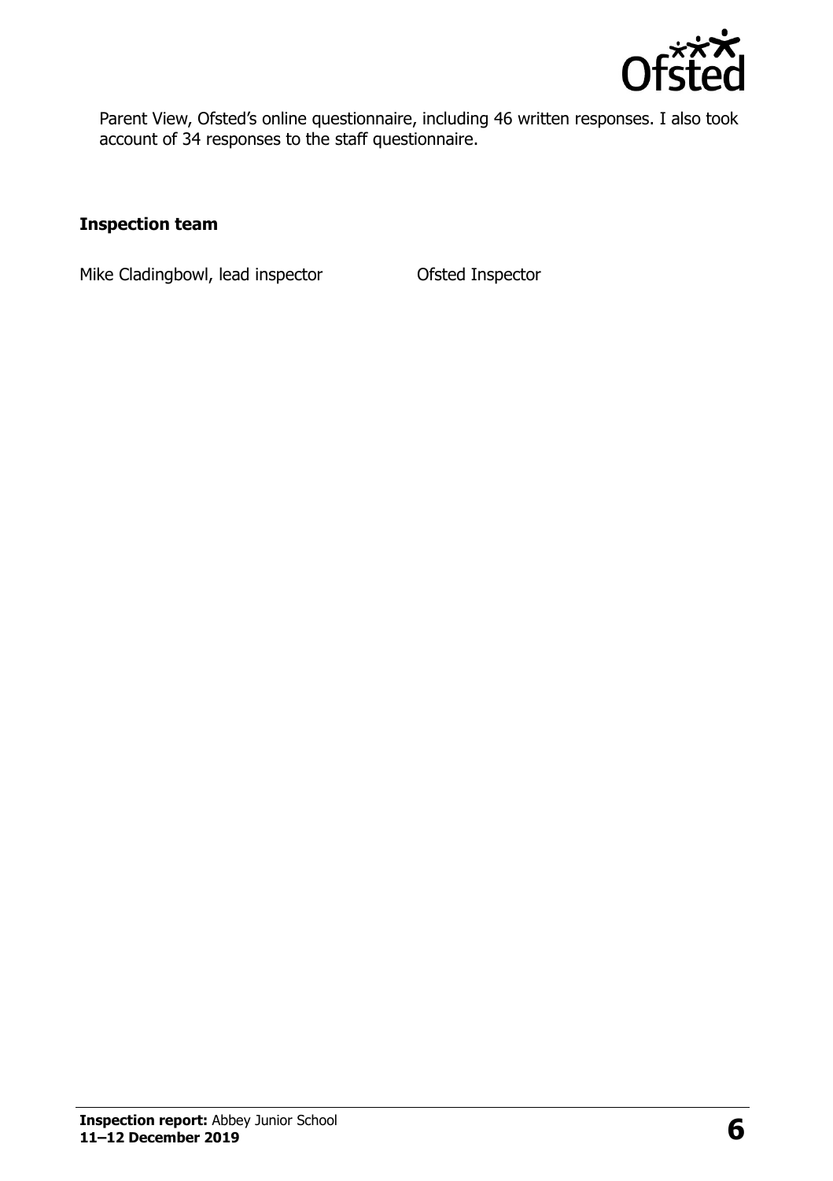Parent View, Ofsted's online questionnaire, including 46 written responses. I also took account of 34 responses to the staff questionnaire.

**Inspection team**

| | |
|---|---|
| Mike Cladingbowl, lead inspector | Ofsted Inspector |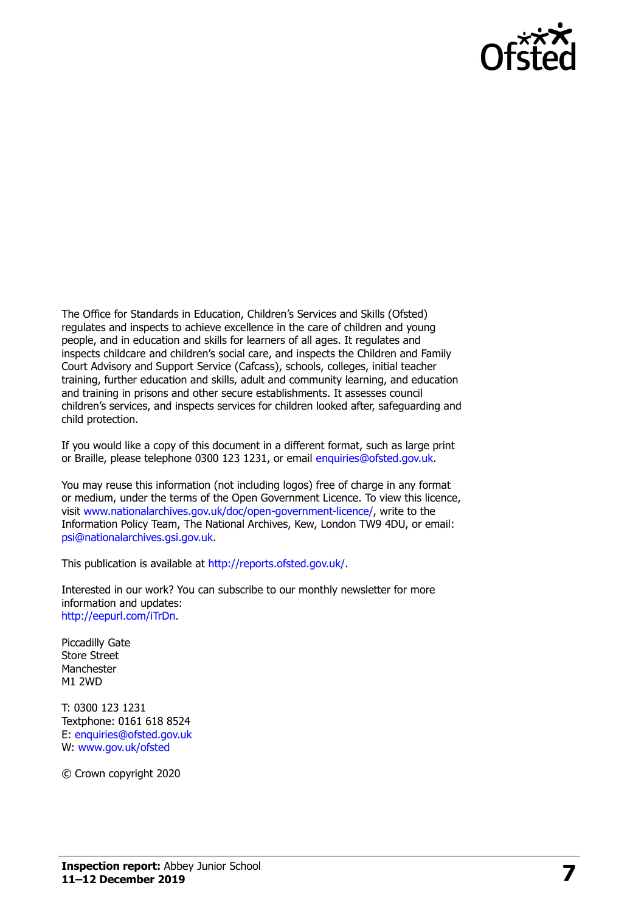The Office for Standards in Education, Children's Services and Skills (Ofsted) regulates and inspects to achieve excellence in the care of children and young people, and in education and skills for learners of all ages. It regulates and inspects childcare and children's social care, and inspects the Children and Family Court Advisory and Support Service (Cafcass), schools, colleges, initial teacher training, further education and skills, adult and community learning, and education and training in prisons and other secure establishments. It assesses council children's services, and inspects services for children looked after, safeguarding and child protection.

If you would like a copy of this document in a different format, such as large print or Braille, please telephone 0300 123 1231, or email enquiries@ofsted.gov.uk.

You may reuse this information (not including logos) free of charge in any format or medium, under the terms of the Open Government Licence. To view this licence, visit www.nationalarchives.gov.uk/doc/open-government-licence/, write to the Information Policy Team, The National Archives, Kew, London TW9 4DU, or email: psi@nationalarchives.gsi.gov.uk.

This publication is available at http://reports.ofsted.gov.uk/.

Interested in our work? You can subscribe to our monthly newsletter for more information and updates:
http://eepurl.com/iTrDn.

Piccadilly Gate
Store Street
Manchester
M1 2WD

T: 0300 123 1231
Textphone: 0161 618 8524
E: enquiries@ofsted.gov.uk
W: www.gov.uk/ofsted

© Crown copyright 2020